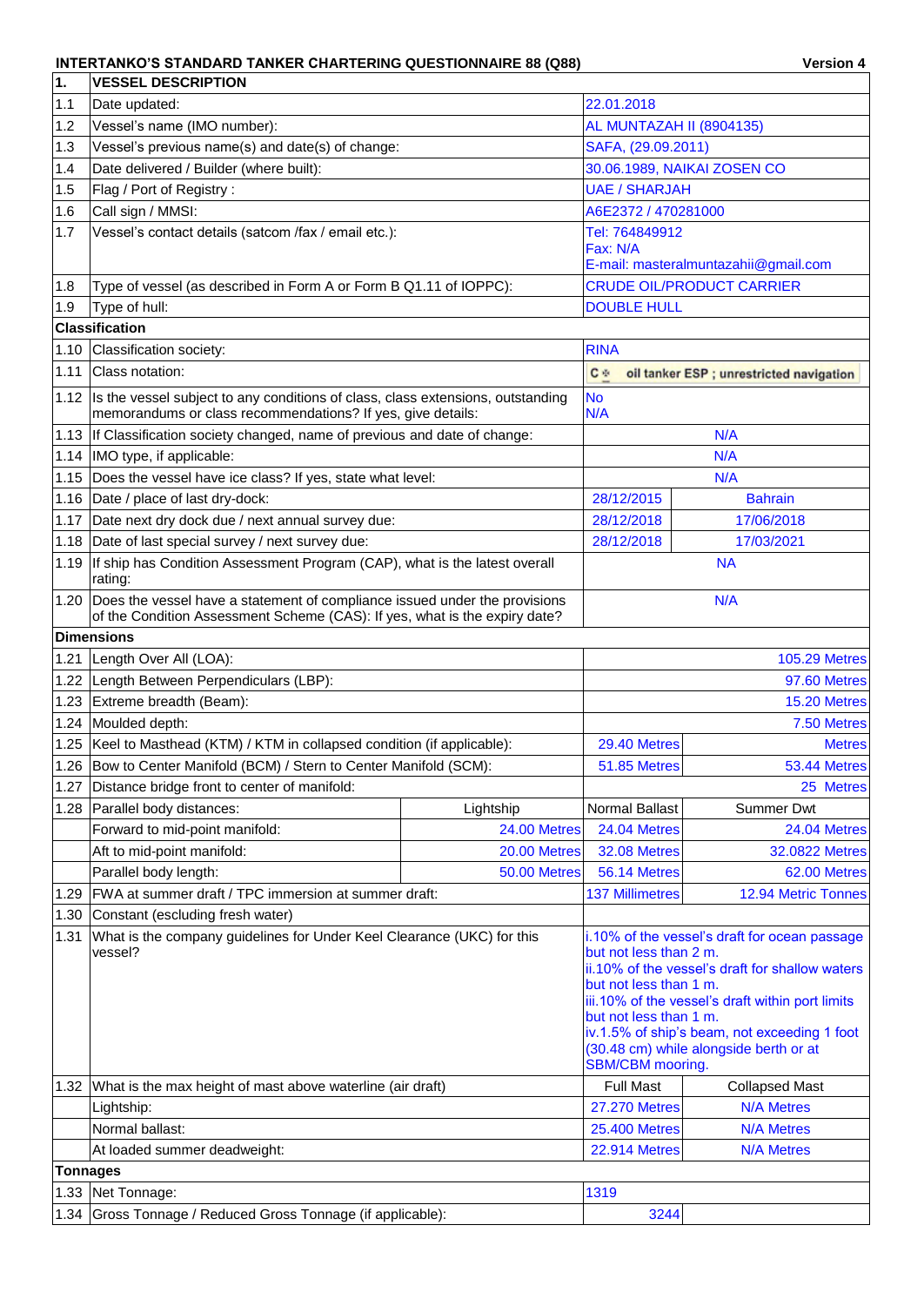**INTERTANKO'S STANDARD TANKER CHARTERING QUESTIONNAIRE 88 (Q88)** **Version 4**

| 1. | VESSEL DESCRIPTION | | | |
|---|---|---|---|---|
| 1.1 | Date updated: | | 22.01.2018 | |
| 1.2 | Vessel's name (IMO number): | | AL MUNTAZAH II (8904135) | |
| 1.3 | Vessel's previous name(s) and date(s) of change: | | SAFA, (29.09.2011) | |
| 1.4 | Date delivered / Builder (where built): | | 30.06.1989, NAIKAI ZOSEN CO | |
| 1.5 | Flag / Port of Registry : | | UAE / SHARJAH | |
| 1.6 | Call sign / MMSI: | | A6E2372 / 470281000 | |
| 1.7 | Vessel's contact details (satcom /fax / email etc.): | | Tel: 764849912<br>Fax: N/A<br>E-mail: masteralmuntazahii@gmail.com | |
| 1.8 | Type of vessel (as described in Form A or Form B Q1.11 of IOPPC): | | CRUDE OIL/PRODUCT CARRIER | |
| 1.9 | Type of hull: | | DOUBLE HULL | |
| **Classification** | | | | |
| 1.10 | Classification society: | | RINA | |
| 1.11 | Class notation: | | C ✠ oil tanker ESP ; unrestricted navigation | |
| 1.12 | Is the vessel subject to any conditions of class, class extensions, outstanding memorandums or class recommendations? If yes, give details: | | No<br>N/A | |
| 1.13 | If Classification society changed, name of previous and date of change: | | N/A | |
| 1.14 | IMO type, if applicable: | | N/A | |
| 1.15 | Does the vessel have ice class? If yes, state what level: | | N/A | |
| 1.16 | Date / place of last dry-dock: | | 28/12/2015 | Bahrain |
| 1.17 | Date next dry dock due / next annual survey due: | | 28/12/2018 | 17/06/2018 |
| 1.18 | Date of last special survey / next survey due: | | 28/12/2018 | 17/03/2021 |
| 1.19 | If ship has Condition Assessment Program (CAP), what is the latest overall rating: | | NA | |
| 1.20 | Does the vessel have a statement of compliance issued under the provisions of the Condition Assessment Scheme (CAS): If yes, what is the expiry date? | | N/A | |
| **Dimensions** | | | | |
| 1.21 | Length Over All (LOA): | | | 105.29 Metres |
| 1.22 | Length Between Perpendiculars (LBP): | | | 97.60 Metres |
| 1.23 | Extreme breadth (Beam): | | | 15.20 Metres |
| 1.24 | Moulded depth: | | | 7.50 Metres |
| 1.25 | Keel to Masthead (KTM) / KTM in collapsed condition (if applicable): | | 29.40 Metres | Metres |
| 1.26 | Bow to Center Manifold (BCM) / Stern to Center Manifold (SCM): | | 51.85 Metres | 53.44 Metres |
| 1.27 | Distance bridge front to center of manifold: | | | 25 Metres |
| 1.28 | Parallel body distances: | Lightship | Normal Ballast | Summer Dwt |
| | Forward to mid-point manifold: | 24.00 Metres | 24.04 Metres | 24.04 Metres |
| | Aft to mid-point manifold: | 20.00 Metres | 32.08 Metres | 32.0822 Metres |
| | Parallel body length: | 50.00 Metres | 56.14 Metres | 62.00 Metres |
| 1.29 | FWA at summer draft / TPC immersion at summer draft: | | 137 Millimetres | 12.94 Metric Tonnes |
| 1.30 | Constant (escluding fresh water) | | | |
| 1.31 | What is the company guidelines for Under Keel Clearance (UKC) for this vessel? | | i.10% of the vessel's draft for ocean passage but not less than 2 m.<br>ii.10% of the vessel's draft for shallow waters but not less than 1 m.<br>iii.10% of the vessel's draft within port limits but not less than 1 m.<br>iv.1.5% of ship's beam, not exceeding 1 foot (30.48 cm) while alongside berth or at SBM/CBM mooring. | |
| 1.32 | What is the max height of mast above waterline (air draft) | | Full Mast | Collapsed Mast |
| | Lightship: | | 27.270 Metres | N/A Metres |
| | Normal ballast: | | 25.400 Metres | N/A Metres |
| | At loaded summer deadweight: | | 22.914 Metres | N/A Metres |
| **Tonnages** | | | | |
| 1.33 | Net Tonnage: | | 1319 | |
| 1.34 | Gross Tonnage / Reduced Gross Tonnage (if applicable): | | 3244 | |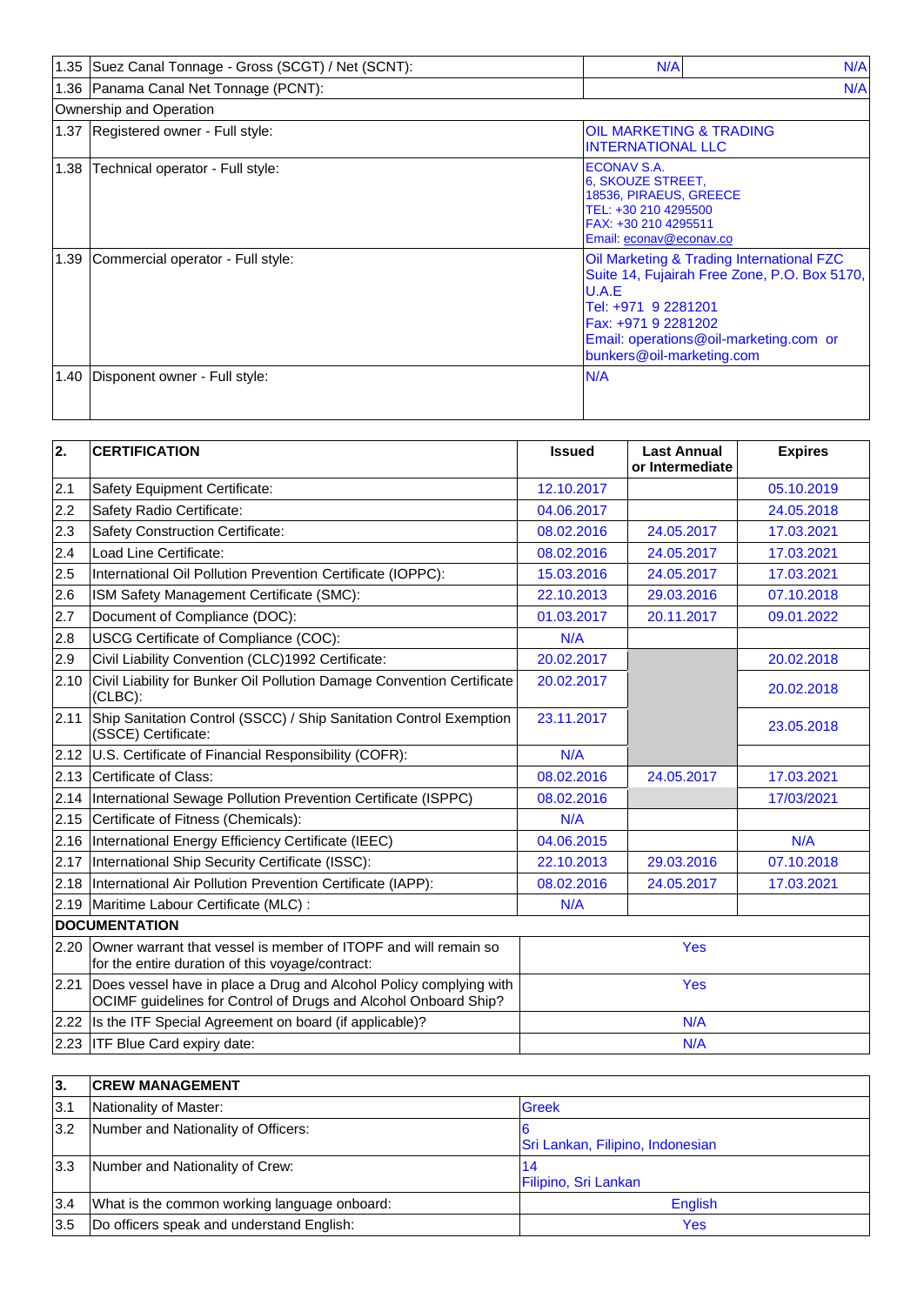| | | | |
|---|---|---|---|
| 1.35 | Suez Canal Tonnage - Gross (SCGT) / Net (SCNT): | N/A | N/A |
| 1.36 | Panama Canal Net Tonnage (PCNT): | | N/A |
| Ownership and Operation | | | |
| 1.37 | Registered owner - Full style: | OIL MARKETING & TRADING INTERNATIONAL LLC | |
| 1.38 | Technical operator - Full style: | ECONAV S.A.<br>6, SKOUZE STREET,<br>18536, PIRAEUS, GREECE<br>TEL: +30 210 4295500<br>FAX: +30 210 4295511<br>Email: econav@econav.co | |
| 1.39 | Commercial operator - Full style: | Oil Marketing & Trading International FZC<br>Suite 14, Fujairah Free Zone, P.O. Box 5170, U.A.E<br>Tel: +971 9 2281201<br>Fax: +971 9 2281202<br>Email: operations@oil-marketing.com or bunkers@oil-marketing.com | |
| 1.40 | Disponent owner - Full style: | N/A | |

| 2. | CERTIFICATION | Issued | Last Annual or Intermediate | Expires |
|---|---|---|---|---|
| 2.1 | Safety Equipment Certificate: | 12.10.2017 | | 05.10.2019 |
| 2.2 | Safety Radio Certificate: | 04.06.2017 | | 24.05.2018 |
| 2.3 | Safety Construction Certificate: | 08.02.2016 | 24.05.2017 | 17.03.2021 |
| 2.4 | Load Line Certificate: | 08.02.2016 | 24.05.2017 | 17.03.2021 |
| 2.5 | International Oil Pollution Prevention Certificate (IOPPC): | 15.03.2016 | 24.05.2017 | 17.03.2021 |
| 2.6 | ISM Safety Management Certificate (SMC): | 22.10.2013 | 29.03.2016 | 07.10.2018 |
| 2.7 | Document of Compliance (DOC): | 01.03.2017 | 20.11.2017 | 09.01.2022 |
| 2.8 | USCG Certificate of Compliance (COC): | N/A | | |
| 2.9 | Civil Liability Convention (CLC)1992 Certificate: | 20.02.2017 | | 20.02.2018 |
| 2.10 | Civil Liability for Bunker Oil Pollution Damage Convention Certificate (CLBC): | 20.02.2017 | | 20.02.2018 |
| 2.11 | Ship Sanitation Control (SSCC) / Ship Sanitation Control Exemption (SSCE) Certificate: | 23.11.2017 | | 23.05.2018 |
| 2.12 | U.S. Certificate of Financial Responsibility (COFR): | N/A | | |
| 2.13 | Certificate of Class: | 08.02.2016 | 24.05.2017 | 17.03.2021 |
| 2.14 | International Sewage Pollution Prevention Certificate (ISPPC) | 08.02.2016 | | 17/03/2021 |
| 2.15 | Certificate of Fitness (Chemicals): | N/A | | |
| 2.16 | International Energy Efficiency Certificate (IEEC) | 04.06.2015 | | N/A |
| 2.17 | International Ship Security Certificate (ISSC): | 22.10.2013 | 29.03.2016 | 07.10.2018 |
| 2.18 | International Air Pollution Prevention Certificate (IAPP): | 08.02.2016 | 24.05.2017 | 17.03.2021 |
| 2.19 | Maritime Labour Certificate (MLC) : | N/A | | |
| **DOCUMENTATION** | | | | |
| 2.20 | Owner warrant that vessel is member of ITOPF and will remain so for the entire duration of this voyage/contract: | Yes | | |
| 2.21 | Does vessel have in place a Drug and Alcohol Policy complying with OCIMF guidelines for Control of Drugs and Alcohol Onboard Ship? | Yes | | |
| 2.22 | Is the ITF Special Agreement on board (if applicable)? | N/A | | |
| 2.23 | ITF Blue Card expiry date: | N/A | | |

| 3. | CREW MANAGEMENT | |
|---|---|---|
| 3.1 | Nationality of Master: | Greek |
| 3.2 | Number and Nationality of Officers: | 6<br>Sri Lankan, Filipino, Indonesian |
| 3.3 | Number and Nationality of Crew: | 14<br>Filipino, Sri Lankan |
| 3.4 | What is the common working language onboard: | English |
| 3.5 | Do officers speak and understand English: | Yes |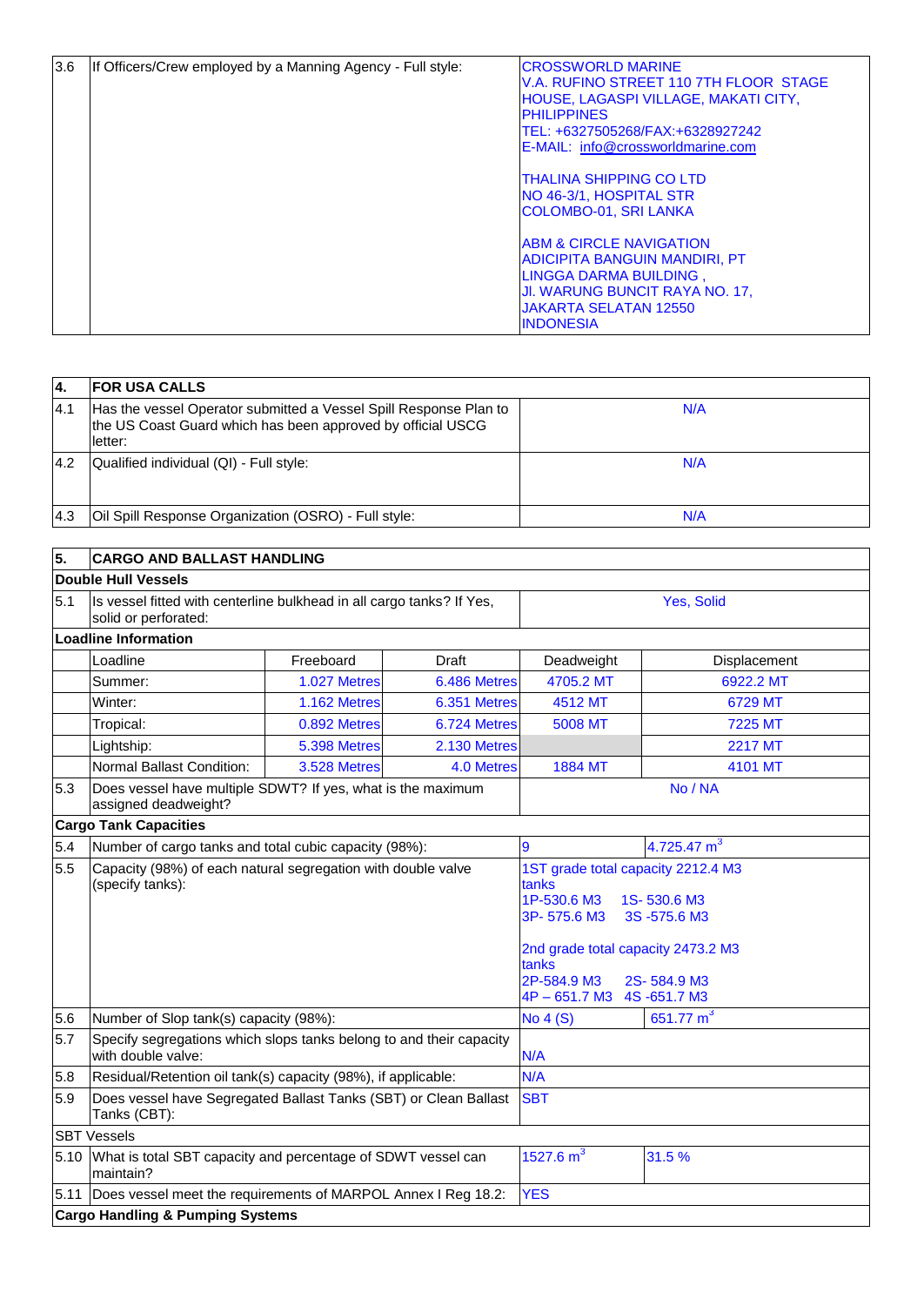| 3.6 | If Officers/Crew employed by a Manning Agency - Full style: | CROSSWORLD MARINE<br>V.A. RUFINO STREET 110 7TH FLOOR STAGE HOUSE, LAGASPI VILLAGE, MAKATI CITY, PHILIPPINES<br>TEL: +6327505268/FAX:+6328927242<br>E-MAIL: info@crossworldmarine.com<br><br>THALINA SHIPPING CO LTD<br>NO 46-3/1, HOSPITAL STR<br>COLOMBO-01, SRI LANKA<br><br>ABM & CIRCLE NAVIGATION<br>ADICIPITA BANGUIN MANDIRI, PT<br>LINGGA DARMA BUILDING ,<br>Jl. WARUNG BUNCIT RAYA NO. 17,<br>JAKARTA SELATAN 12550<br>INDONESIA |
|---|---|---|

| 4. | FOR USA CALLS | |
|---|---|---|
| 4.1 | Has the vessel Operator submitted a Vessel Spill Response Plan to the US Coast Guard which has been approved by official USCG letter: | N/A |
| 4.2 | Qualified individual (QI) - Full style: | N/A |
| 4.3 | Oil Spill Response Organization (OSRO) - Full style: | N/A |

| 5. | CARGO AND BALLAST HANDLING | | | | |
|---|---|---|---|---|---|
| **Double Hull Vessels** | | | | | |
| 5.1 | Is vessel fitted with centerline bulkhead in all cargo tanks? If Yes, solid or perforated: | | | Yes, Solid | |
| **Loadline Information** | | | | | |
| | Loadline | Freeboard | Draft | Deadweight | Displacement |
| | Summer: | 1.027 Metres | 6.486 Metres | 4705.2 MT | 6922.2 MT |
| | Winter: | 1.162 Metres | 6.351 Metres | 4512 MT | 6729 MT |
| | Tropical: | 0.892 Metres | 6.724 Metres | 5008 MT | 7225 MT |
| | Lightship: | 5.398 Metres | 2.130 Metres | | 2217 MT |
| | Normal Ballast Condition: | 3.528 Metres | 4.0 Metres | 1884 MT | 4101 MT |
| 5.3 | Does vessel have multiple SDWT? If yes, what is the maximum assigned deadweight? | | | No / NA | |
| **Cargo Tank Capacities** | | | | | |
| 5.4 | Number of cargo tanks and total cubic capacity (98%): | | | 9 | 4.725.47 $m^3$ |
| 5.5 | Capacity (98%) of each natural segregation with double valve (specify tanks): | | | 1ST grade total capacity 2212.4 M3 tanks<br>1P-530.6 M3 1S- 530.6 M3<br>3P- 575.6 M3 3S -575.6 M3<br><br>2nd grade total capacity 2473.2 M3 tanks<br>2P-584.9 M3 2S- 584.9 M3<br>4P – 651.7 M3 4S -651.7 M3 | |
| 5.6 | Number of Slop tank(s) capacity (98%): | | | No 4 (S) | 651.77 $m^3$ |
| 5.7 | Specify segregations which slops tanks belong to and their capacity with double valve: | | | N/A | |
| 5.8 | Residual/Retention oil tank(s) capacity (98%), if applicable: | | | N/A | |
| 5.9 | Does vessel have Segregated Ballast Tanks (SBT) or Clean Ballast Tanks (CBT): | | | SBT | |
| SBT Vessels | | | | | |
| 5.10 | What is total SBT capacity and percentage of SDWT vessel can maintain? | | | 1527.6 $m^3$ | 31.5 % |
| 5.11 | Does vessel meet the requirements of MARPOL Annex I Reg 18.2: | | | YES | |
| **Cargo Handling & Pumping Systems** | | | | | |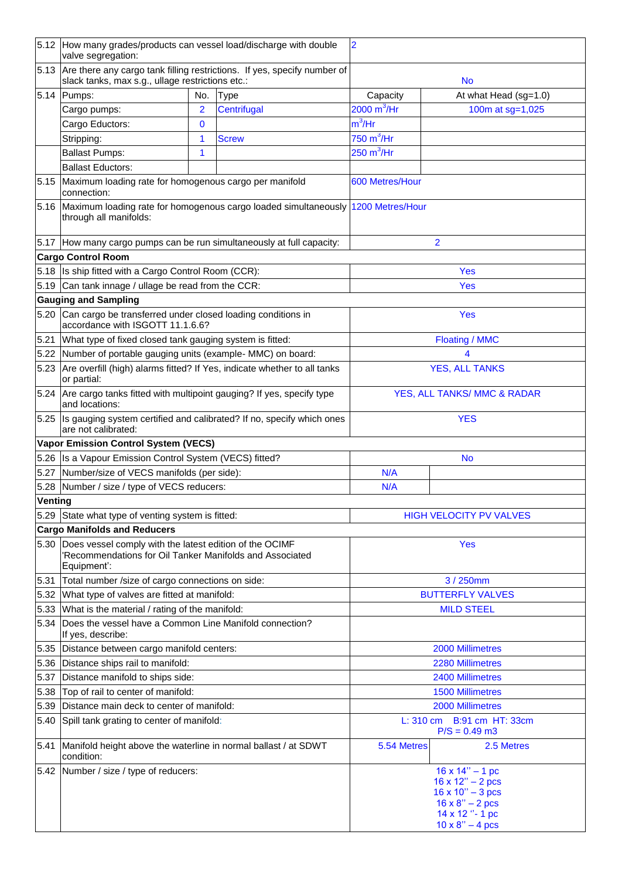| | | | | | |
|---|---|---|---|---|---|
| 5.12 | How many grades/products can vessel load/discharge with double valve segregation: | | | 2 | |
| 5.13 | Are there any cargo tank filling restrictions. If yes, specify number of slack tanks, max s.g., ullage restrictions etc.: | | | No | |
| 5.14 | Pumps: | No. | Type | Capacity | At what Head (sg=1.0) |
| | Cargo pumps: | 2 | Centrifugal | 2000 $m^3$/Hr | 100m at sg=1,025 |
| | Cargo Eductors: | 0 | | $m^3$/Hr | |
| | Stripping: | 1 | Screw | 750 $m^3$/Hr | |
| | Ballast Pumps: | 1 | | 250 $m^3$/Hr | |
| | Ballast Eductors: | | | | |
| 5.15 | Maximum loading rate for homogenous cargo per manifold connection: | | | 600 Metres/Hour | |
| 5.16 | Maximum loading rate for homogenous cargo loaded simultaneously through all manifolds: | | | 1200 Metres/Hour | |
| 5.17 | How many cargo pumps can be run simultaneously at full capacity: | | | 2 | |
| **Cargo Control Room** | | | | | |
| 5.18 | Is ship fitted with a Cargo Control Room (CCR): | | | Yes | |
| 5.19 | Can tank innage / ullage be read from the CCR: | | | Yes | |
| **Gauging and Sampling** | | | | | |
| 5.20 | Can cargo be transferred under closed loading conditions in accordance with ISGOTT 11.1.6.6? | | | Yes | |
| 5.21 | What type of fixed closed tank gauging system is fitted: | | | Floating / MMC | |
| 5.22 | Number of portable gauging units (example- MMC) on board: | | | 4 | |
| 5.23 | Are overfill (high) alarms fitted? If Yes, indicate whether to all tanks or partial: | | | YES, ALL TANKS | |
| 5.24 | Are cargo tanks fitted with multipoint gauging? If yes, specify type and locations: | | | YES, ALL TANKS/ MMC & RADAR | |
| 5.25 | Is gauging system certified and calibrated? If no, specify which ones are not calibrated: | | | YES | |
| **Vapor Emission Control System (VECS)** | | | | | |
| 5.26 | Is a Vapour Emission Control System (VECS) fitted? | | | No | |
| 5.27 | Number/size of VECS manifolds (per side): | | | N/A | |
| 5.28 | Number / size / type of VECS reducers: | | | N/A | |
| **Venting** | | | | | |
| 5.29 | State what type of venting system is fitted: | | | HIGH VELOCITY PV VALVES | |
| **Cargo Manifolds and Reducers** | | | | | |
| 5.30 | Does vessel comply with the latest edition of the OCIMF 'Recommendations for Oil Tanker Manifolds and Associated Equipment': | | | Yes | |
| 5.31 | Total number /size of cargo connections on side: | | | 3 / 250mm | |
| 5.32 | What type of valves are fitted at manifold: | | | BUTTERFLY VALVES | |
| 5.33 | What is the material / rating of the manifold: | | | MILD STEEL | |
| 5.34 | Does the vessel have a Common Line Manifold connection? If yes, describe: | | | | |
| 5.35 | Distance between cargo manifold centers: | | | 2000 Millimetres | |
| 5.36 | Distance ships rail to manifold: | | | 2280 Millimetres | |
| 5.37 | Distance manifold to ships side: | | | 2400 Millimetres | |
| 5.38 | Top of rail to center of manifold: | | | 1500 Millimetres | |
| 5.39 | Distance main deck to center of manifold: | | | 2000 Millimetres | |
| 5.40 | Spill tank grating to center of manifold: | | | L: 310 cm B:91 cm HT: 33cm P/S = 0.49 m3 | |
| 5.41 | Manifold height above the waterline in normal ballast / at SDWT condition: | | | 5.54 Metres | 2.5 Metres |
| 5.42 | Number / size / type of reducers: | | | 16 x 14'' – 1 pc<br>16 x 12'' – 2 pcs<br>16 x 10'' – 3 pcs<br>16 x 8'' – 2 pcs<br>14 x 12 ''- 1 pc<br>10 x 8'' – 4 pcs | |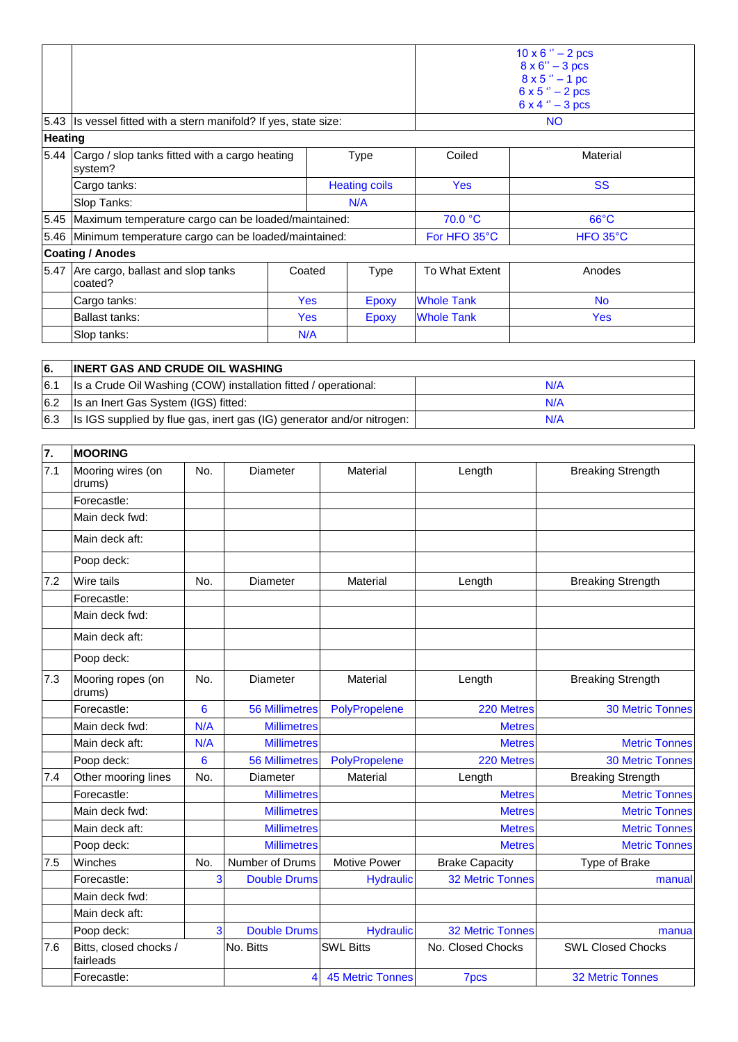| | | |
|---|---|---|
| | | 10 x 6 '' – 2 pcs<br>8 x 6'' – 3 pcs<br>8 x 5 '' – 1 pc<br>6 x 5 '' – 2 pcs<br>6 x 4 '' – 3 pcs |
| 5.43 | Is vessel fitted with a stern manifold? If yes, state size: | NO |

| | | | | |
|---|---|---|---|---|
| **Heating** | | | | |
| 5.44 | Cargo / slop tanks fitted with a cargo heating system? | Type | Coiled | Material |
| | Cargo tanks: | Heating coils | Yes | SS |
| | Slop Tanks: | N/A | | |
| 5.45 | Maximum temperature cargo can be loaded/maintained: | | 70.0 °C | 66°C |
| 5.46 | Minimum temperature cargo can be loaded/maintained: | | For HFO 35°C | HFO 35°C |

| | | | | | |
|---|---|---|---|---|---|
| **Coating / Anodes** | | | | | |
| 5.47 | Are cargo, ballast and slop tanks coated? | Coated | Type | To What Extent | Anodes |
| | Cargo tanks: | Yes | Epoxy | Whole Tank | No |
| | Ballast tanks: | Yes | Epoxy | Whole Tank | Yes |
| | Slop tanks: | N/A | | | |

| 6. | INERT GAS AND CRUDE OIL WASHING | |
|---|---|---|
| 6.1 | Is a Crude Oil Washing (COW) installation fitted / operational: | N/A |
| 6.2 | Is an Inert Gas System (IGS) fitted: | N/A |
| 6.3 | Is IGS supplied by flue gas, inert gas (IG) generator and/or nitrogen: | N/A |

| 7. | MOORING | | | | | |
|---|---|---|---|---|---|---|
| 7.1 | Mooring wires (on drums) | No. | Diameter | Material | Length | Breaking Strength |
| | Forecastle: | | | | | |
| | Main deck fwd: | | | | | |
| | Main deck aft: | | | | | |
| | Poop deck: | | | | | |
| 7.2 | Wire tails | No. | Diameter | Material | Length | Breaking Strength |
| | Forecastle: | | | | | |
| | Main deck fwd: | | | | | |
| | Main deck aft: | | | | | |
| | Poop deck: | | | | | |
| 7.3 | Mooring ropes (on drums) | No. | Diameter | Material | Length | Breaking Strength |
| | Forecastle: | 6 | 56 Millimetres | PolyPropelene | 220 Metres | 30 Metric Tonnes |
| | Main deck fwd: | N/A | Millimetres | | Metres | |
| | Main deck aft: | N/A | Millimetres | | Metres | Metric Tonnes |
| | Poop deck: | 6 | 56 Millimetres | PolyPropelene | 220 Metres | 30 Metric Tonnes |
| 7.4 | Other mooring lines | No. | Diameter | Material | Length | Breaking Strength |
| | Forecastle: | | Millimetres | | Metres | Metric Tonnes |
| | Main deck fwd: | | Millimetres | | Metres | Metric Tonnes |
| | Main deck aft: | | Millimetres | | Metres | Metric Tonnes |
| | Poop deck: | | Millimetres | | Metres | Metric Tonnes |
| 7.5 | Winches | No. | Number of Drums | Motive Power | Brake Capacity | Type of Brake |
| | Forecastle: | 3 | Double Drums | Hydraulic | 32 Metric Tonnes | manual |
| | Main deck fwd: | | | | | |
| | Main deck aft: | | | | | |
| | Poop deck: | 3 | Double Drums | Hydraulic | 32 Metric Tonnes | manua |
| 7.6 | Bitts, closed chocks / fairleads | | No. Bitts | SWL Bitts | No. Closed Chocks | SWL Closed Chocks |
| | Forecastle: | | 4 | 45 Metric Tonnes | 7pcs | 32 Metric Tonnes |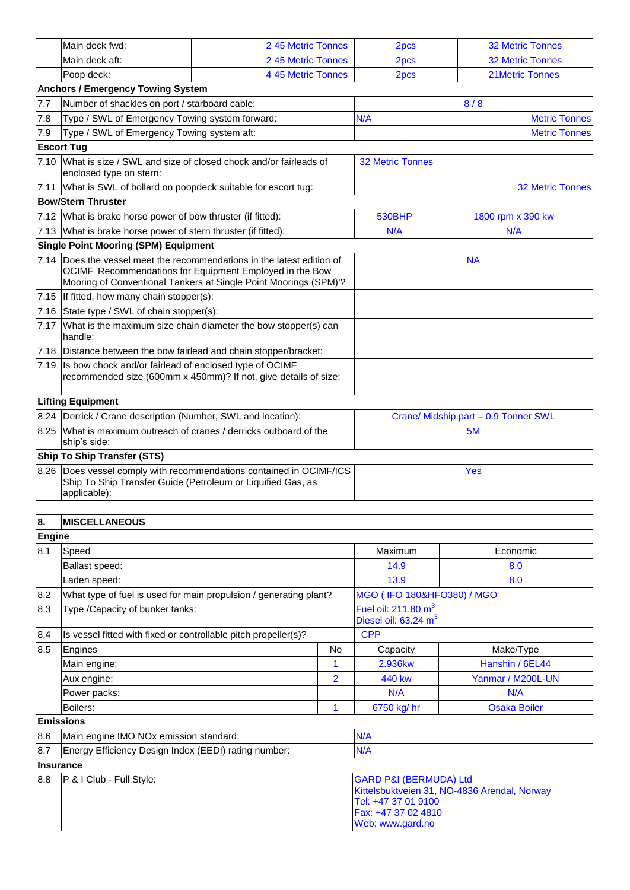| | | | | |
|---|---|---|---|---|
| | Main deck fwd: | 2 45 Metric Tonnes | 2pcs | 32 Metric Tonnes |
| | Main deck aft: | 2 45 Metric Tonnes | 2pcs | 32 Metric Tonnes |
| | Poop deck: | 4 45 Metric Tonnes | 2pcs | 21Metric Tonnes |

| | | | |
|---|---|---|---|
| **Anchors / Emergency Towing System** | | | |
| 7.7 | Number of shackles on port / starboard cable: | 8 / 8 | |
| 7.8 | Type / SWL of Emergency Towing system forward: | N/A | Metric Tonnes |
| 7.9 | Type / SWL of Emergency Towing system aft: | | Metric Tonnes |
| **Escort Tug** | | | |
| 7.10 | What is size / SWL and size of closed chock and/or fairleads of enclosed type on stern: | 32 Metric Tonnes | |
| 7.11 | What is SWL of bollard on poopdeck suitable for escort tug: | | 32 Metric Tonnes |
| **Bow/Stern Thruster** | | | |
| 7.12 | What is brake horse power of bow thruster (if fitted): | 530BHP | 1800 rpm x 390 kw |
| 7.13 | What is brake horse power of stern thruster (if fitted): | N/A | N/A |
| **Single Point Mooring (SPM) Equipment** | | | |
| 7.14 | Does the vessel meet the recommendations in the latest edition of OCIMF 'Recommendations for Equipment Employed in the Bow Mooring of Conventional Tankers at Single Point Moorings (SPM)'? | NA | |
| 7.15 | If fitted, how many chain stopper(s): | | |
| 7.16 | State type / SWL of chain stopper(s): | | |
| 7.17 | What is the maximum size chain diameter the bow stopper(s) can handle: | | |
| 7.18 | Distance between the bow fairlead and chain stopper/bracket: | | |
| 7.19 | Is bow chock and/or fairlead of enclosed type of OCIMF recommended size (600mm x 450mm)? If not, give details of size: | | |
| **Lifting Equipment** | | | |
| 8.24 | Derrick / Crane description (Number, SWL and location): | Crane/ Midship part – 0.9 Tonner SWL | |
| 8.25 | What is maximum outreach of cranes / derricks outboard of the ship's side: | 5M | |
| **Ship To Ship Transfer (STS)** | | | |
| 8.26 | Does vessel comply with recommendations contained in OCIMF/ICS Ship To Ship Transfer Guide (Petroleum or Liquified Gas, as applicable): | Yes | |

| | | | | |
|---|---|---|---|---|
| **8.** | **MISCELLANEOUS** | | | |
| **Engine** | | | | |
| 8.1 | Speed | | Maximum | Economic |
| | Ballast speed: | | 14.9 | 8.0 |
| | Laden speed: | | 13.9 | 8.0 |
| 8.2 | What type of fuel is used for main propulsion / generating plant? | | MGO ( IFO 180&HFO380) / MGO | |
| 8.3 | Type /Capacity of bunker tanks: | | Fuel oil: 211.80 $m^3$<br>Diesel oil: 63.24 $m^3$ | |
| 8.4 | Is vessel fitted with fixed or controllable pitch propeller(s)? | | CPP | |
| 8.5 | Engines | No | Capacity | Make/Type |
| | Main engine: | 1 | 2.936kw | Hanshin / 6EL44 |
| | Aux engine: | 2 | 440 kw | Yanmar / M200L-UN |
| | Power packs: | | N/A | N/A |
| | Boilers: | 1 | 6750 kg/ hr | Osaka Boiler |
| **Emissions** | | | | |
| 8.6 | Main engine IMO NOx emission standard: | | N/A | |
| 8.7 | Energy Efficiency Design Index (EEDI) rating number: | | N/A | |
| **Insurance** | | | | |
| 8.8 | P & I Club - Full Style: | | GARD P&I (BERMUDA) Ltd<br>Kittelsbuktveien 31, NO-4836 Arendal, Norway<br>Tel: +47 37 01 9100<br>Fax: +47 37 02 4810<br>Web: www.gard.no | |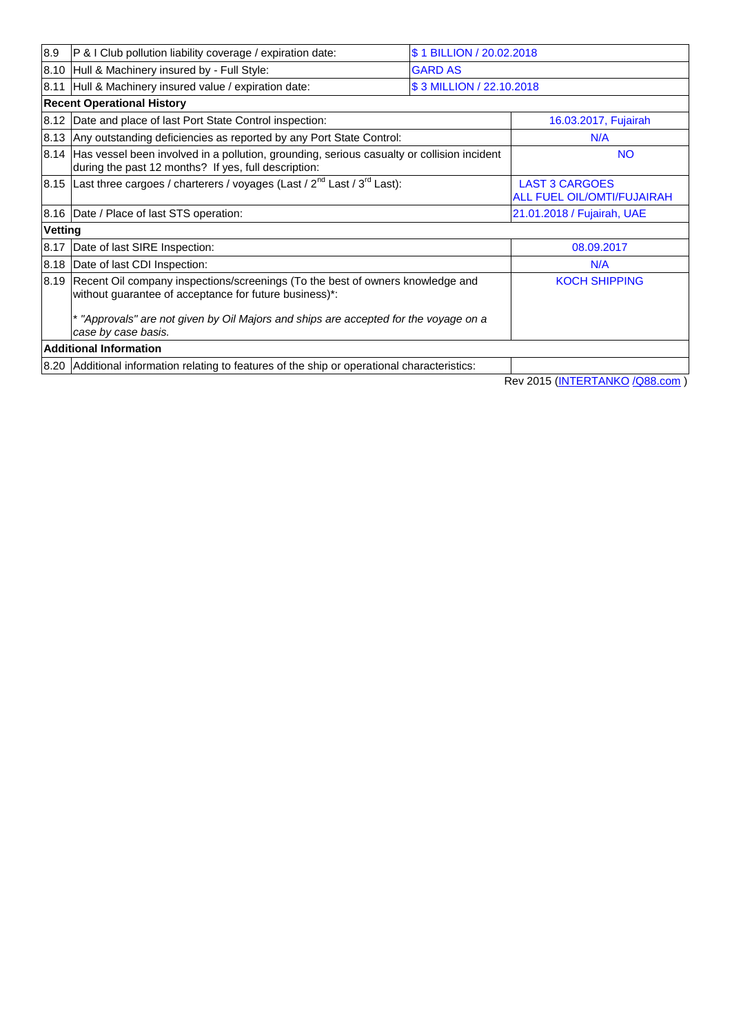| | | |
|---|---|---|
| 8.9 | P & I Club pollution liability coverage / expiration date: | $ 1 BILLION / 20.02.2018 |
| 8.10 | Hull & Machinery insured by - Full Style: | GARD AS |
| 8.11 | Hull & Machinery insured value / expiration date: | $ 3 MILLION / 22.10.2018 |
| **Recent Operational History** | | |
| 8.12 | Date and place of last Port State Control inspection: | 16.03.2017, Fujairah |
| 8.13 | Any outstanding deficiencies as reported by any Port State Control: | N/A |
| 8.14 | Has vessel been involved in a pollution, grounding, serious casualty or collision incident during the past 12 months? If yes, full description: | NO |
| 8.15 | Last three cargoes / charterers / voyages (Last / 2nd Last / 3rd Last): | LAST 3 CARGOES ALL FUEL OIL/OMTI/FUJAIRAH |
| 8.16 | Date / Place of last STS operation: | 21.01.2018 / Fujairah, UAE |
| **Vetting** | | |
| 8.17 | Date of last SIRE Inspection: | 08.09.2017 |
| 8.18 | Date of last CDI Inspection: | N/A |
| 8.19 | Recent Oil company inspections/screenings (To the best of owners knowledge and without guarantee of acceptance for future business)*:<br><br>*\* "Approvals" are not given by Oil Majors and ships are accepted for the voyage on a case by case basis.* | KOCH SHIPPING |
| **Additional Information** | | |
| 8.20 | Additional information relating to features of the ship or operational characteristics: | |

Rev 2015 (INTERTANKO /Q88.com )